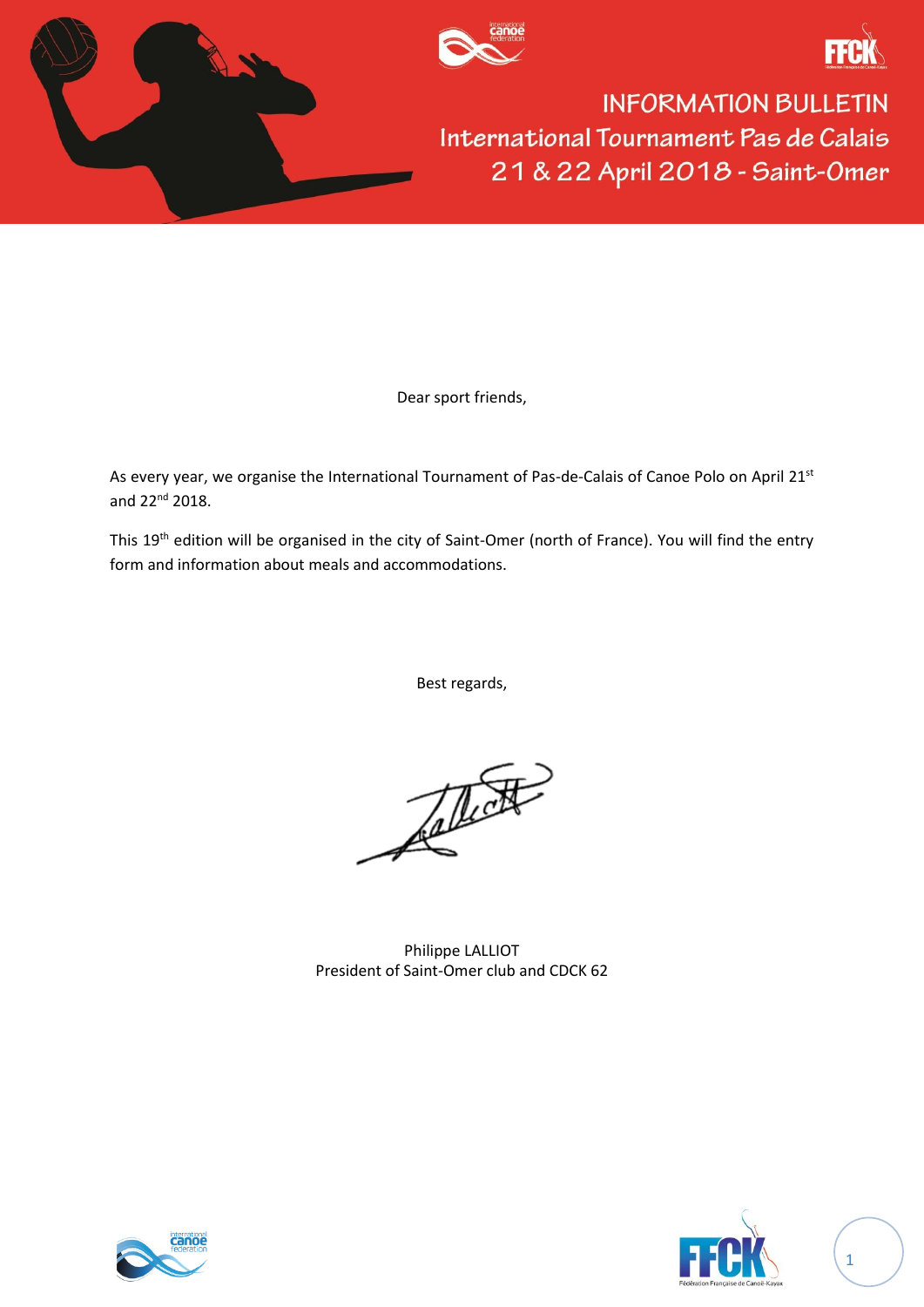# INFORMATION BULLETIN

## International Tournament Pas de Calais

## 21 & 22 April 2018 - Saint-Omer

Dear sport friends,

As every year, we organise the International Tournament of Pas-de-Calais of Canoe Polo on April 21st and 22nd 2018.

This 19th edition will be organised in the city of Saint-Omer (north of France). You will find the entry form and information about meals and accommodations.

Best regards,

Philippe LALLIOT
President of Saint-Omer club and CDCK 62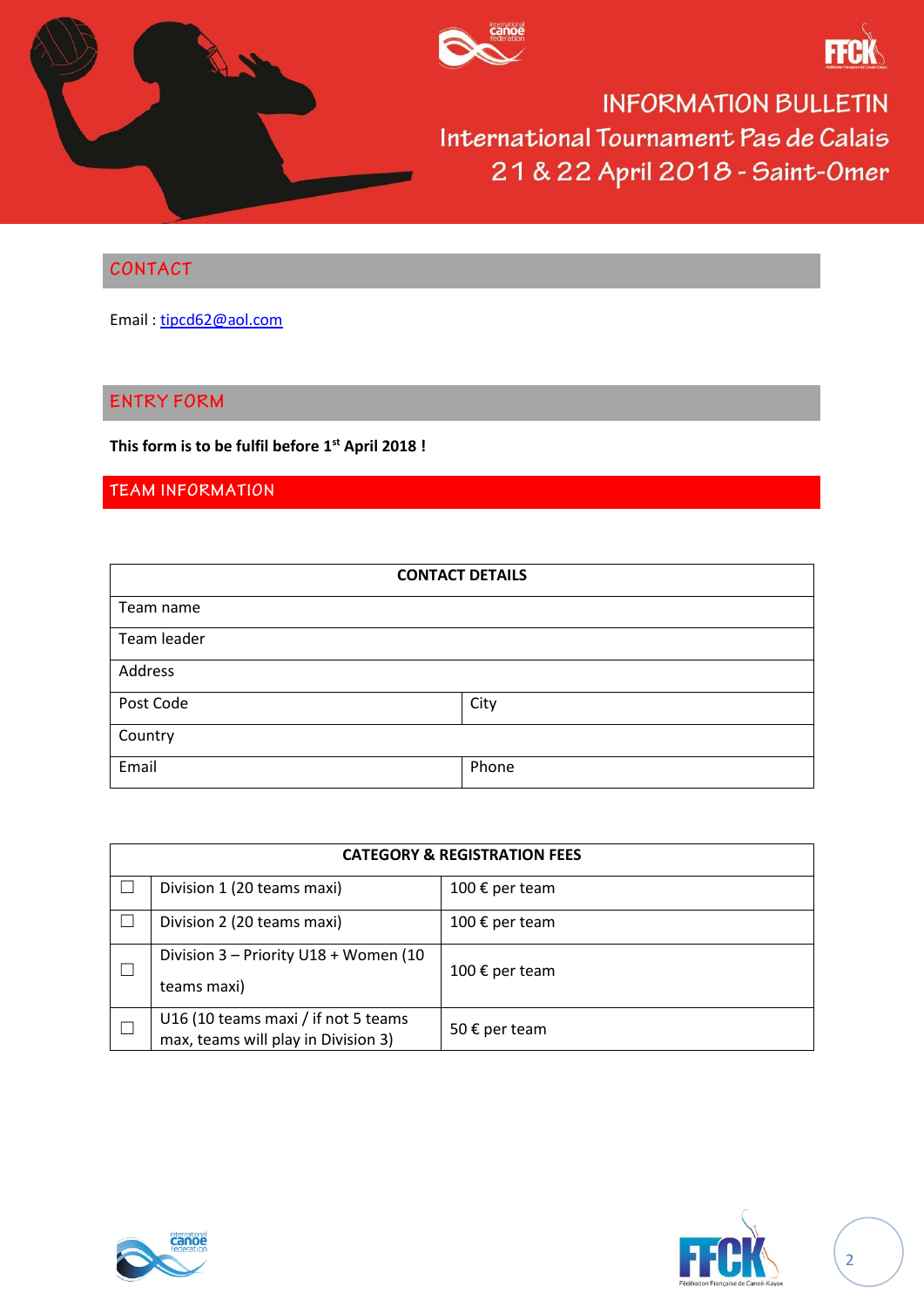# INFORMATION BULLETIN
## International Tournament Pas de Calais
## 21 & 22 April 2018 - Saint-Omer

## CONTACT

Email : tipcd62@aol.com

## ENTRY FORM

**This form is to be fulfil before 1st April 2018 !**

### TEAM INFORMATION

| CONTACT DETAILS | |
|---|---|
| Team name | |
| Team leader | |
| Address | |
| Post Code | City |
| Country | |
| Email | Phone |

| CATEGORY & REGISTRATION FEES | | |
|---|---|---|
| ☐ | Division 1 (20 teams maxi) | 100 € per team |
| ☐ | Division 2 (20 teams maxi) | 100 € per team |
| ☐ | Division 3 – Priority U18 + Women (10 teams maxi) | 100 € per team |
| ☐ | U16 (10 teams maxi / if not 5 teams max, teams will play in Division 3) | 50 € per team |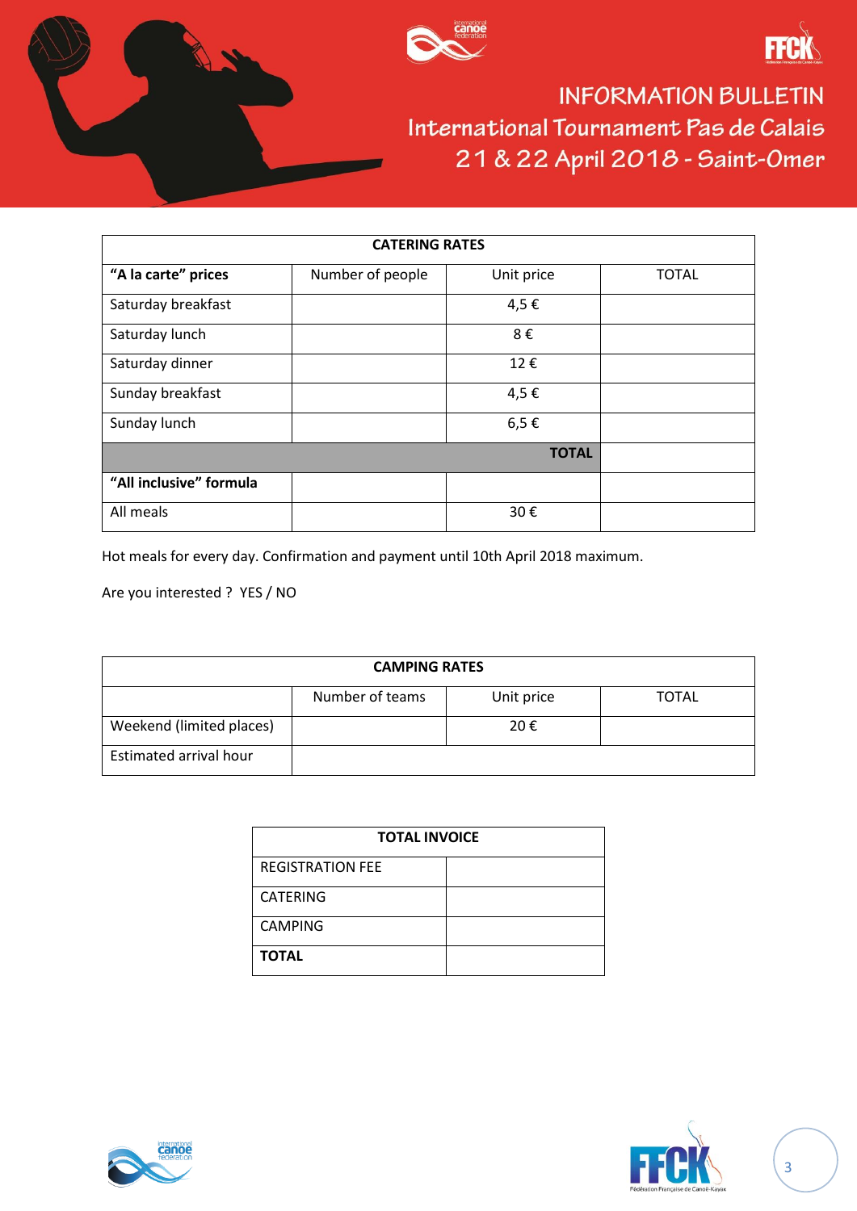# INFORMATION BULLETIN
## International Tournament Pas de Calais
## 21 & 22 April 2018 - Saint-Omer

| CATERING RATES | | | |
|---|---|---|---|
| **"A la carte" prices** | Number of people | Unit price | TOTAL |
| Saturday breakfast | | 4,5 € | |
| Saturday lunch | | 8 € | |
| Saturday dinner | | 12 € | |
| Sunday breakfast | | 4,5 € | |
| Sunday lunch | | 6,5 € | |
| | | **TOTAL** | |
| **"All inclusive" formula** | | | |
| All meals | | 30 € | |

Hot meals for every day. Confirmation and payment until 10th April 2018 maximum.

Are you interested ? YES / NO

| CAMPING RATES | | | |
|---|---|---|---|
| | Number of teams | Unit price | TOTAL |
| Weekend (limited places) | | 20 € | |
| Estimated arrival hour | | | |

| TOTAL INVOICE | |
|---|---|
| REGISTRATION FEE | |
| CATERING | |
| CAMPING | |
| **TOTAL** | |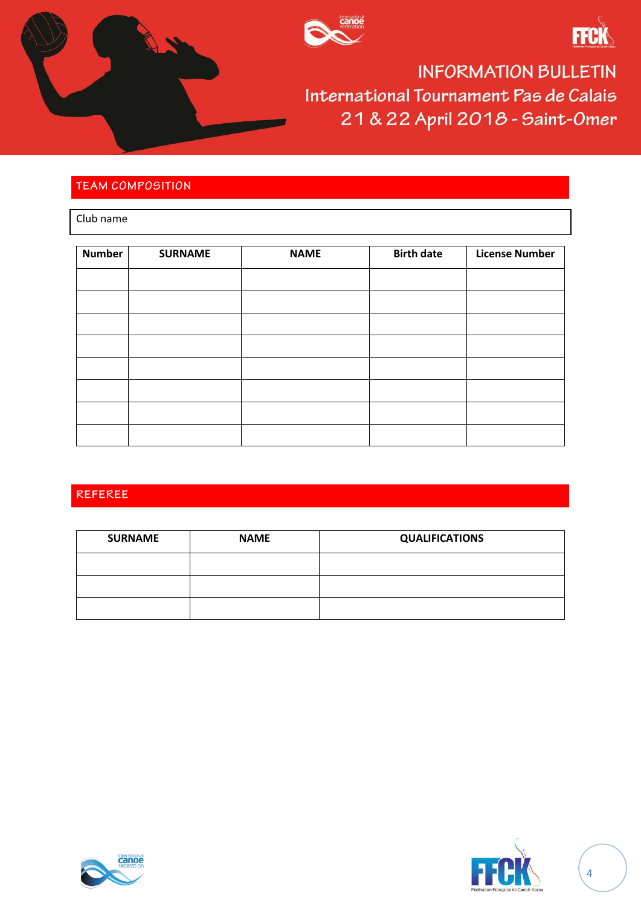# INFORMATION BULLETIN

## International Tournament Pas de Calais

## 21 & 22 April 2018 - Saint-Omer

## TEAM COMPOSITION

| Club name |
|---|
| |

| Number | SURNAME | NAME | Birth date | License Number |
|---|---|---|---|---|
| | | | | |
| | | | | |
| | | | | |
| | | | | |
| | | | | |
| | | | | |
| | | | | |
| | | | | |

## REFEREE

| SURNAME | NAME | QUALIFICATIONS |
|---|---|---|
| | | |
| | | |
| | | |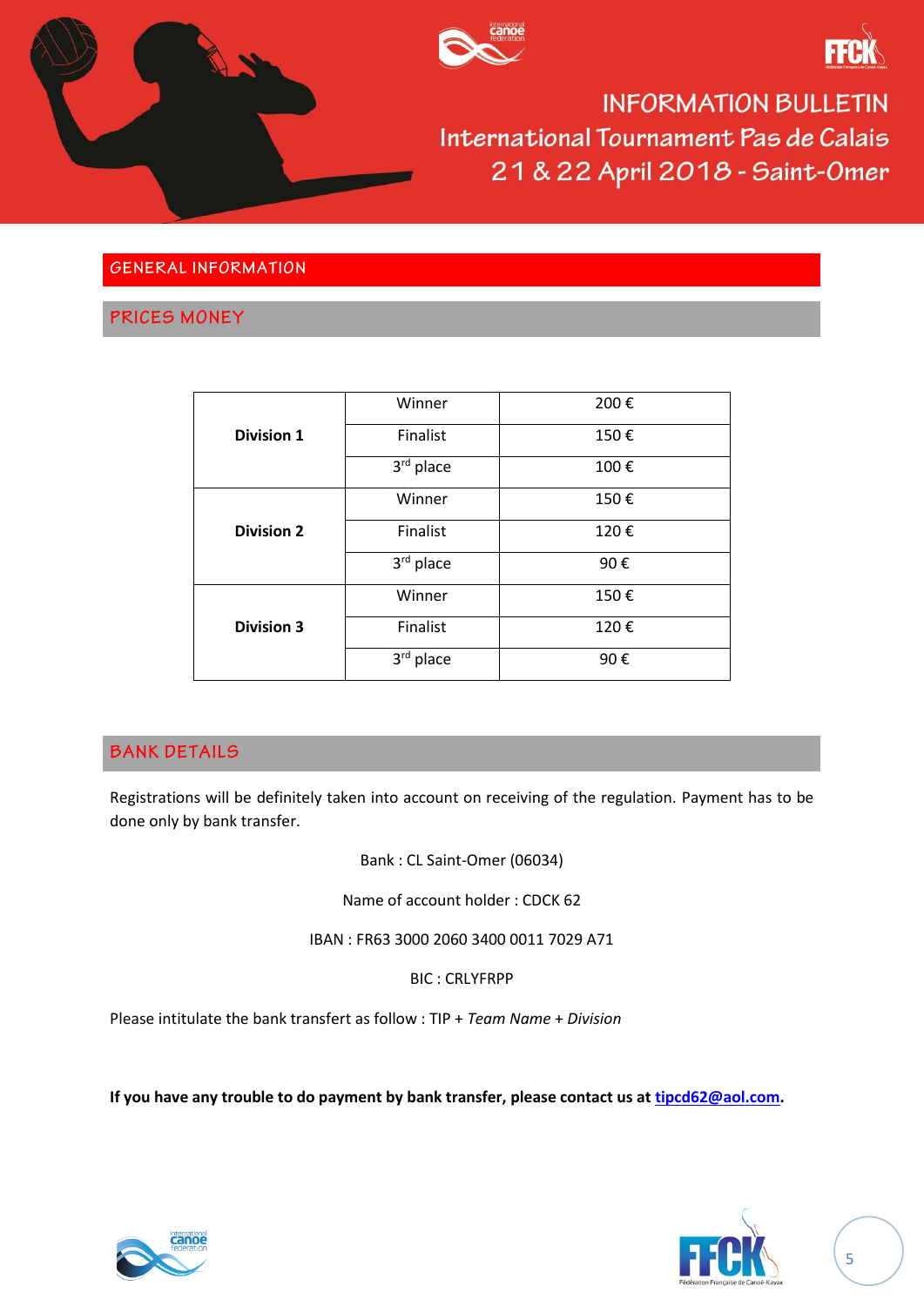# INFORMATION BULLETIN
## International Tournament Pas de Calais
## 21 & 22 April 2018 - Saint-Omer

## GENERAL INFORMATION

### PRICES MONEY

| | | |
|---|---|---|
| **Division 1** | Winner | 200 € |
| | Finalist | 150 € |
| | 3rd place | 100 € |
| **Division 2** | Winner | 150 € |
| | Finalist | 120 € |
| | 3rd place | 90 € |
| **Division 3** | Winner | 150 € |
| | Finalist | 120 € |
| | 3rd place | 90 € |

### BANK DETAILS

Registrations will be definitely taken into account on receiving of the regulation. Payment has to be done only by bank transfer.

Bank : CL Saint-Omer (06034)

Name of account holder : CDCK 62

IBAN : FR63 3000 2060 3400 0011 7029 A71

BIC : CRLYFRPP

Please intitulate the bank transfert as follow : TIP + *Team Name* + *Division*

**If you have any trouble to do payment by bank transfer, please contact us at tipcd62@aol.com.**